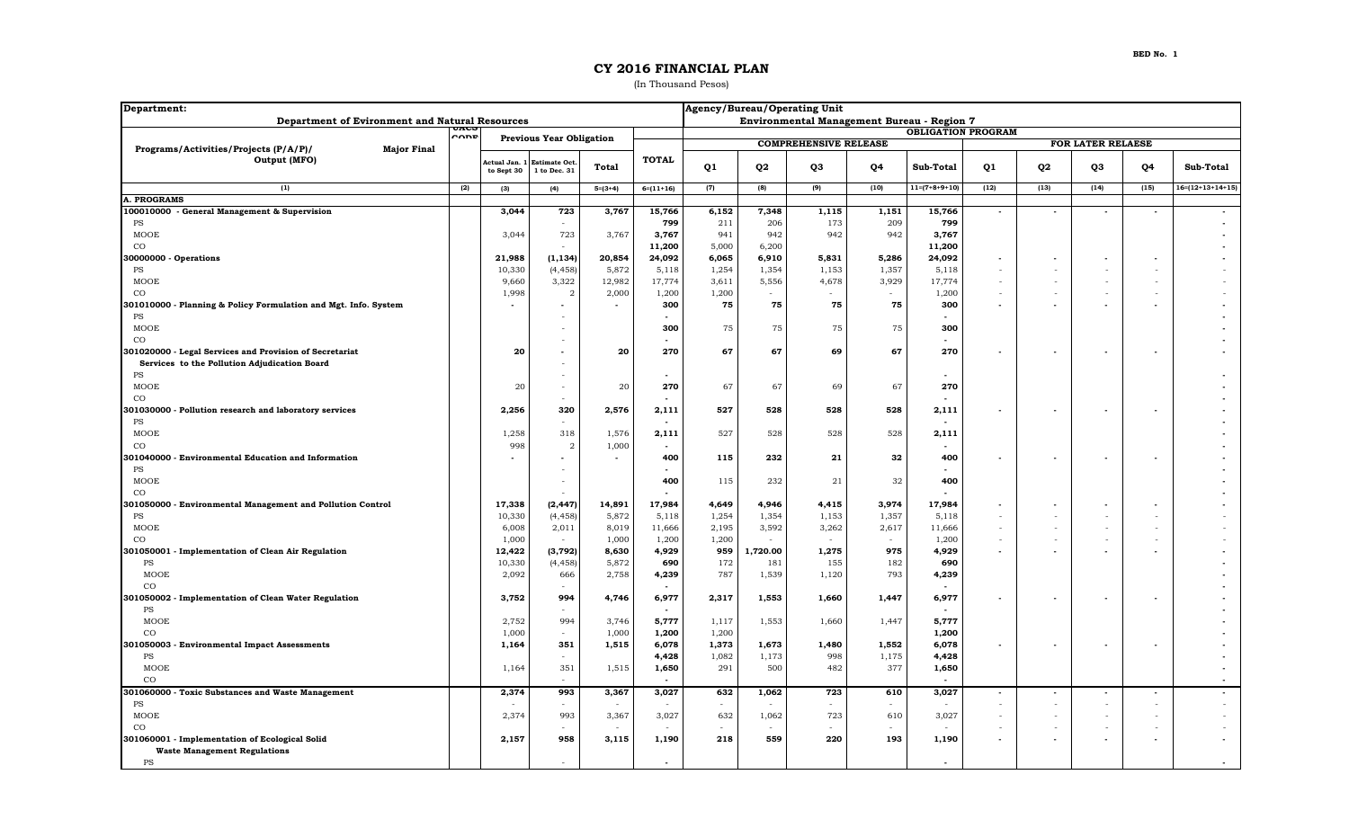BED No. 1

# CY 2016 FINANCIAL PLAN

(In Thousand Pesos)

| Department: Department of Evironment and Natural Resources | | | | | | Agency/Bureau/Operating Unit: Environmental Management Bureau - Region 7 | | | | | | | | | |
|---|---|---|---|---|---|---|---|---|---|---|---|---|---|---|---|
| Programs/Activities/Projects (P/A/P)/ Major Final Output (MFO) | UACS CODE | Previous Year Obligation | | | TOTAL | OBLIGATION PROGRAM | | | | | | | | | |
| | | | | | | COMPREHENSIVE RELEASE | | | | | FOR LATER RELEASE | | | | |
| | | Actual Jan. 1 to Sept 30 | Estimate Oct. 1 to Dec. 31 | Total | | Q1 | Q2 | Q3 | Q4 | Sub-Total | Q1 | Q2 | Q3 | Q4 | Sub-Total |
| (1) | (2) | (3) | (4) | 5=(3+4) | 6=(11+16) | (7) | (8) | (9) | (10) | 11=(7+8+9+10) | (12) | (13) | (14) | (15) | 16=(12+13+14+15) |
| **A. PROGRAMS** | | | | | | | | | | | | | | | |
| **100010000 - General Management & Supervision** | | **3,044** | **723** | **3,767** | **15,766** | **6,152** | **7,348** | **1,115** | **1,151** | **15,766** | - | - | - | - | - |
| PS | | | - | | **799** | 211 | 206 | 173 | 209 | **799** | | | | | - |
| MOOE | | 3,044 | 723 | 3,767 | **3,767** | 941 | 942 | 942 | 942 | **3,767** | | | | | - |
| CO | | | - | | **11,200** | 5,000 | 6,200 | | | **11,200** | | | | | - |
| **30000000 - Operations** | | **21,988** | **(1,134)** | **20,854** | **24,092** | **6,065** | **6,910** | **5,831** | **5,286** | **24,092** | - | - | - | - | - |
| PS | | 10,330 | (4,458) | 5,872 | 5,118 | 1,254 | 1,354 | 1,153 | 1,357 | 5,118 | - | - | - | - | - |
| MOOE | | 9,660 | 3,322 | 12,982 | 17,774 | 3,611 | 5,556 | 4,678 | 3,929 | 17,774 | - | - | - | - | - |
| CO | | 1,998 | 2 | 2,000 | 1,200 | 1,200 | - | - | - | 1,200 | - | - | - | - | - |
| **301010000 - Planning & Policy Formulation and Mgt. Info. System** | | - | - | - | **300** | **75** | **75** | **75** | **75** | **300** | - | - | - | - | - |
| PS | | | - | | - | | | | | - | | | | | - |
| MOOE | | | - | | **300** | 75 | 75 | 75 | 75 | **300** | | | | | - |
| CO | | | - | | - | | | | | - | | | | | - |
| **301020000 - Legal Services and Provision of Secretariat Services to the Pollution Adjudication Board** | | **20** | - | **20** | **270** | **67** | **67** | **69** | **67** | **270** | - | - | - | - | - |
| PS | | | - | | - | | | | | - | | | | | - |
| MOOE | | 20 | - | 20 | **270** | 67 | 67 | 69 | 67 | **270** | | | | | - |
| CO | | | - | | - | | | | | - | | | | | - |
| **301030000 - Pollution research and laboratory services** | | **2,256** | **320** | **2,576** | **2,111** | **527** | **528** | **528** | **528** | **2,111** | - | - | - | - | - |
| PS | | | - | | - | | | | | - | | | | | - |
| MOOE | | 1,258 | 318 | 1,576 | **2,111** | 527 | 528 | 528 | 528 | **2,111** | | | | | - |
| CO | | 998 | 2 | 1,000 | - | | | | | - | | | | | - |
| **301040000 - Environmental Education and Information** | | - | - | - | **400** | **115** | **232** | **21** | **32** | **400** | - | - | - | - | - |
| PS | | | - | | - | | | | | - | | | | | - |
| MOOE | | | - | | **400** | 115 | 232 | 21 | 32 | **400** | | | | | - |
| CO | | | - | | - | | | | | - | | | | | - |
| **301050000 - Environmental Management and Pollution Control** | | **17,338** | **(2,447)** | **14,891** | **17,984** | **4,649** | **4,946** | **4,415** | **3,974** | **17,984** | - | - | - | - | - |
| PS | | 10,330 | (4,458) | 5,872 | 5,118 | 1,254 | 1,354 | 1,153 | 1,357 | 5,118 | - | - | - | - | - |
| MOOE | | 6,008 | 2,011 | 8,019 | 11,666 | 2,195 | 3,592 | 3,262 | 2,617 | 11,666 | - | - | - | - | - |
| CO | | 1,000 | - | 1,000 | 1,200 | 1,200 | - | - | - | 1,200 | - | - | - | - | - |
| **301050001 - Implementation of Clean Air Regulation** | | **12,422** | **(3,792)** | **8,630** | **4,929** | **959** | **1,720.00** | **1,275** | **975** | **4,929** | - | - | - | - | - |
| PS | | 10,330 | (4,458) | 5,872 | **690** | 172 | 181 | 155 | 182 | **690** | | | | | - |
| MOOE | | 2,092 | 666 | 2,758 | **4,239** | 787 | 1,539 | 1,120 | 793 | **4,239** | | | | | - |
| CO | | | - | | - | | | | | - | | | | | - |
| **301050002 - Implementation of Clean Water Regulation** | | **3,752** | **994** | **4,746** | **6,977** | **2,317** | **1,553** | **1,660** | **1,447** | **6,977** | - | - | - | - | - |
| PS | | | - | | - | | | | | - | | | | | - |
| MOOE | | 2,752 | 994 | 3,746 | **5,777** | 1,117 | 1,553 | 1,660 | 1,447 | **5,777** | | | | | - |
| CO | | 1,000 | - | 1,000 | **1,200** | 1,200 | | | | **1,200** | | | | | - |
| **301050003 - Environmental Impact Assessments** | | **1,164** | **351** | **1,515** | **6,078** | **1,373** | **1,673** | **1,480** | **1,552** | **6,078** | - | - | - | - | - |
| PS | | | - | | **4,428** | 1,082 | 1,173 | 998 | 1,175 | **4,428** | | | | | - |
| MOOE | | 1,164 | 351 | 1,515 | **1,650** | 291 | 500 | 482 | 377 | **1,650** | | | | | - |
| CO | | | - | | - | | | | | - | | | | | - |
| **301060000 - Toxic Substances and Waste Management** | | **2,374** | **993** | **3,367** | **3,027** | **632** | **1,062** | **723** | **610** | **3,027** | - | - | - | - | - |
| PS | | - | - | - | - | - | - | - | - | - | - | - | - | - | - |
| MOOE | | 2,374 | 993 | 3,367 | 3,027 | 632 | 1,062 | 723 | 610 | 3,027 | - | - | - | - | - |
| CO | | - | - | - | - | - | - | - | - | - | - | - | - | - | - |
| **301060001 - Implementation of Ecological Solid Waste Management Regulations** | | **2,157** | **958** | **3,115** | **1,190** | **218** | **559** | **220** | **193** | **1,190** | - | - | - | - | - |
| PS | | | - | | - | | | | | - | | | | | - |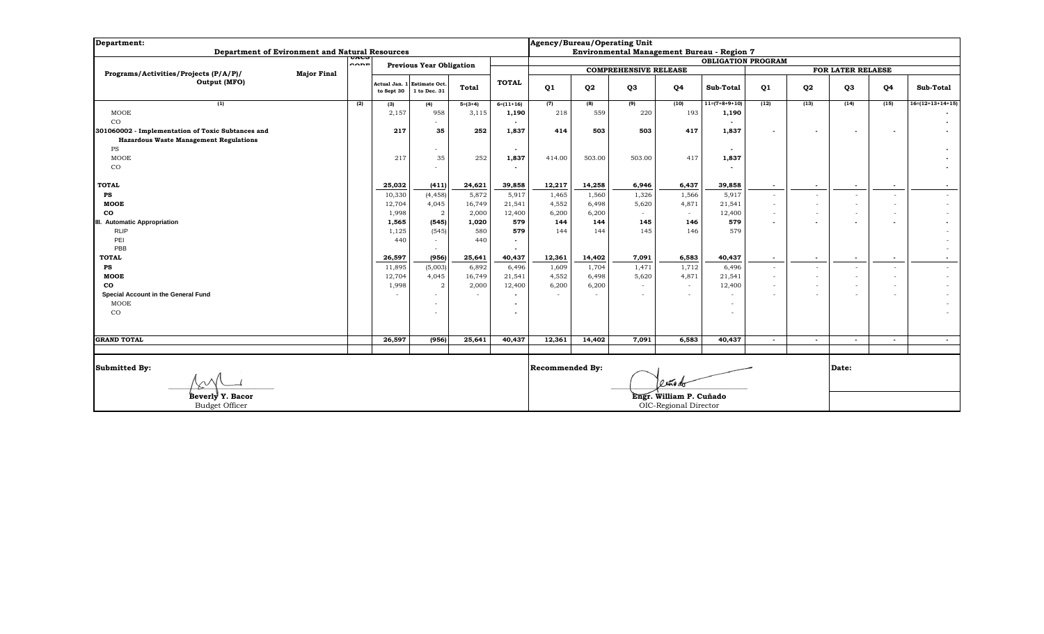| Department: Department of Evironment and Natural Resources | | | | | | | Agency/Bureau/Operating Unit: Environmental Management Bureau - Region 7 | | | | | | | | | | |
|---|---|---|---|---|---|---|---|---|---|---|---|---|---|---|---|---|---|
| Programs/Activities/Projects (P/A/P)/ Output (MFO) | Major Final | UACS CODE | Previous Year Obligation | | | TOTAL | OBLIGATION PROGRAM | | | | | | | | | | |
| | | | | | | | COMPREHENSIVE RELEASE | | | | | FOR LATER RELEASE | | | | | |
| | | | Actual Jan. 1 to Sept 30 | Estimate Oct. 1 to Dec. 31 | Total | | Q1 | Q2 | Q3 | Q4 | Sub-Total | Q1 | Q2 | Q3 | Q4 | Sub-Total | |
| (1) | | (2) | (3) | (4) | 5=(3+4) | 6=(11+16) | (7) | (8) | (9) | (10) | 11=(7+8+9+10) | (12) | (13) | (14) | (15) | 16=(12+13+14+15) | |
| MOOE | | | 2,157 | 958 | 3,115 | 1,190 | 218 | 559 | 220 | 193 | 1,190 | | | | | - | |
| CO | | | | - | | - | | | | | - | | | | | - | |
| **301060002 - Implementation of Toxic Subtances and Hazardous Waste Management Regulations** | | | **217** | **35** | **252** | **1,837** | **414** | **503** | **503** | **417** | **1,837** | - | - | - | - | - | |
| PS | | | | - | | - | | | | | - | | | | | - | |
| MOOE | | | 217 | 35 | 252 | 1,837 | 414.00 | 503.00 | 503.00 | 417 | 1,837 | | | | | - | |
| CO | | | | - | | - | | | | | - | | | | | - | |
| **TOTAL** | | | **25,032** | **(411)** | **24,621** | **39,858** | **12,217** | **14,258** | **6,946** | **6,437** | **39,858** | - | - | - | - | - | |
| **PS** | | | 10,330 | (4,458) | 5,872 | 5,917 | 1,465 | 1,560 | 1,326 | 1,566 | 5,917 | - | - | - | - | - | |
| **MOOE** | | | 12,704 | 4,045 | 16,749 | 21,541 | 4,552 | 6,498 | 5,620 | 4,871 | 21,541 | - | - | - | - | - | |
| **CO** | | | 1,998 | 2 | 2,000 | 12,400 | 6,200 | 6,200 | - | - | 12,400 | - | - | - | - | - | |
| **III. Automatic Appropriation** | | | **1,565** | **(545)** | **1,020** | **579** | **144** | **144** | **145** | **146** | **579** | - | - | - | - | - | |
| RLIP | | | 1,125 | (545) | 580 | 579 | 144 | 144 | 145 | 146 | 579 | | | | | - | |
| PEI | | | 440 | - | 440 | - | | | | | | | | | | - | |
| PBB | | | | - | | - | | | | | | | | | | - | |
| **TOTAL** | | | **26,597** | **(956)** | **25,641** | **40,437** | **12,361** | **14,402** | **7,091** | **6,583** | **40,437** | - | - | - | - | - | |
| **PS** | | | 11,895 | (5,003) | 6,892 | 6,496 | 1,609 | 1,704 | 1,471 | 1,712 | 6,496 | - | - | - | - | - | |
| **MOOE** | | | 12,704 | 4,045 | 16,749 | 21,541 | 4,552 | 6,498 | 5,620 | 4,871 | 21,541 | - | - | - | - | - | |
| **CO** | | | 1,998 | 2 | 2,000 | 12,400 | 6,200 | 6,200 | - | - | 12,400 | - | - | - | - | - | |
| **Special Account in the General Fund** | | | - | - | - | - | - | - | - | - | - | - | - | - | - | - | |
| MOOE | | | | - | | - | | | | | - | | | | | - | |
| CO | | | | - | | - | | | | | - | | | | | - | |
| **GRAND TOTAL** | | | **26,597** | **(956)** | **25,641** | **40,437** | **12,361** | **14,402** | **7,091** | **6,583** | **40,437** | - | - | - | - | - | |

**Submitted By:**

Beverly Y. Bacor
Budget Officer

**Recommended By:**

Engr. William P. Cuñado
OIC-Regional Director

**Date:**